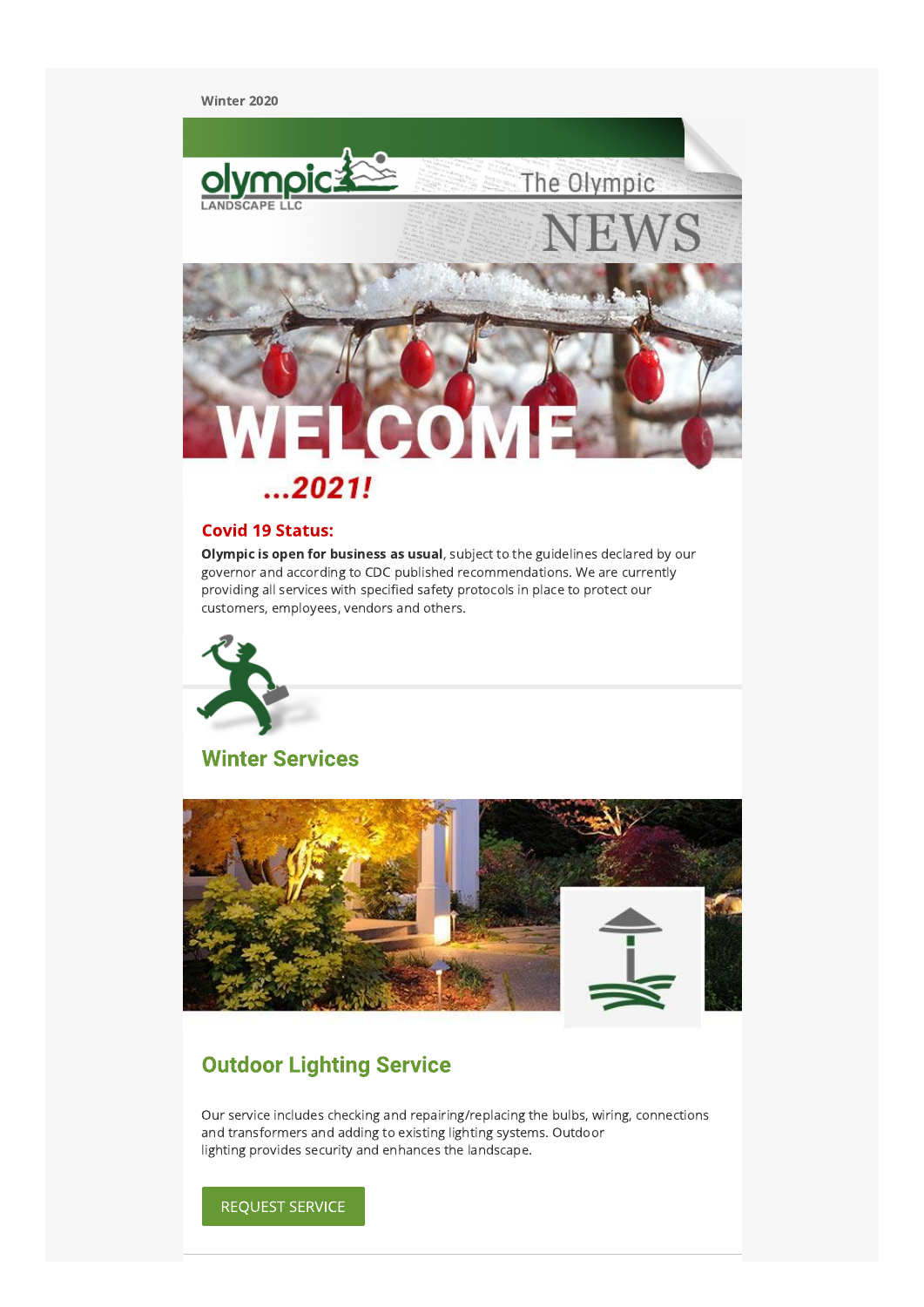Winter 2020

olympic LANDSCAPE LLC

The Olympic NEWS

WELCOME

...2021!

## Covid 19 Status:

**Olympic is open for business as usual**, subject to the guidelines declared by our governor and according to CDC published recommendations. We are currently providing all services with specified safety protocols in place to protect our customers, employees, vendors and others.

## Winter Services

### Outdoor Lighting Service

Our service includes checking and repairing/replacing the bulbs, wiring, connections and transformers and adding to existing lighting systems. Outdoor lighting provides security and enhances the landscape.

REQUEST SERVICE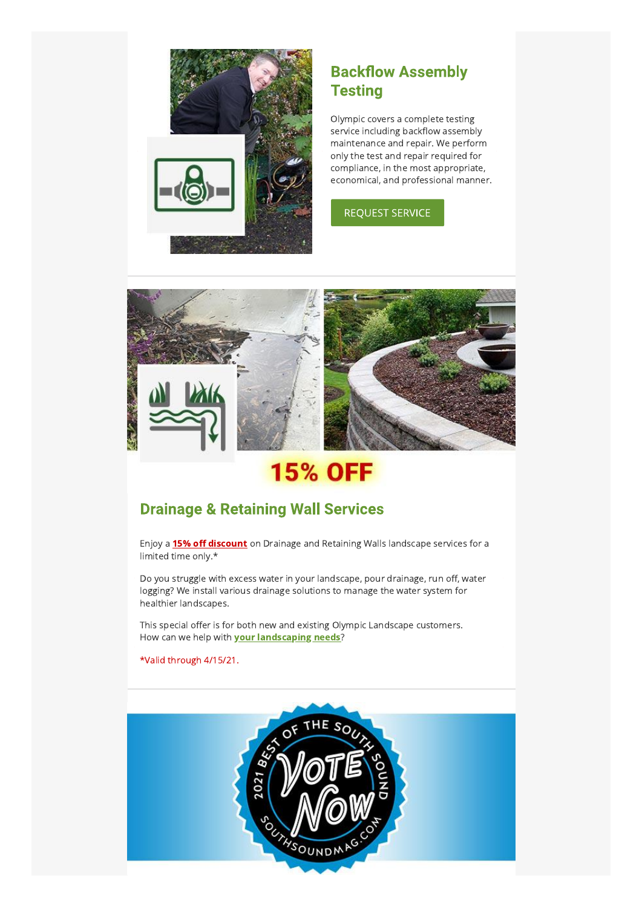## Backflow Assembly Testing

Olympic covers a complete testing service including backflow assembly maintenance and repair. We perform only the test and repair required for compliance, in the most appropriate, economical, and professional manner.

REQUEST SERVICE

15% OFF

## Drainage & Retaining Wall Services

Enjoy a **15% off discount** on Drainage and Retaining Walls landscape services for a limited time only.*

Do you struggle with excess water in your landscape, pour drainage, run off, water logging? We install various drainage solutions to manage the water system for healthier landscapes.

This special offer is for both new and existing Olympic Landscape customers. How can we help with **your landscaping needs**?

*Valid through 4/15/21.

2021 BEST OF THE SOUTH SOUND

VOTE NOW

SOUTHSOUNDMAG.COM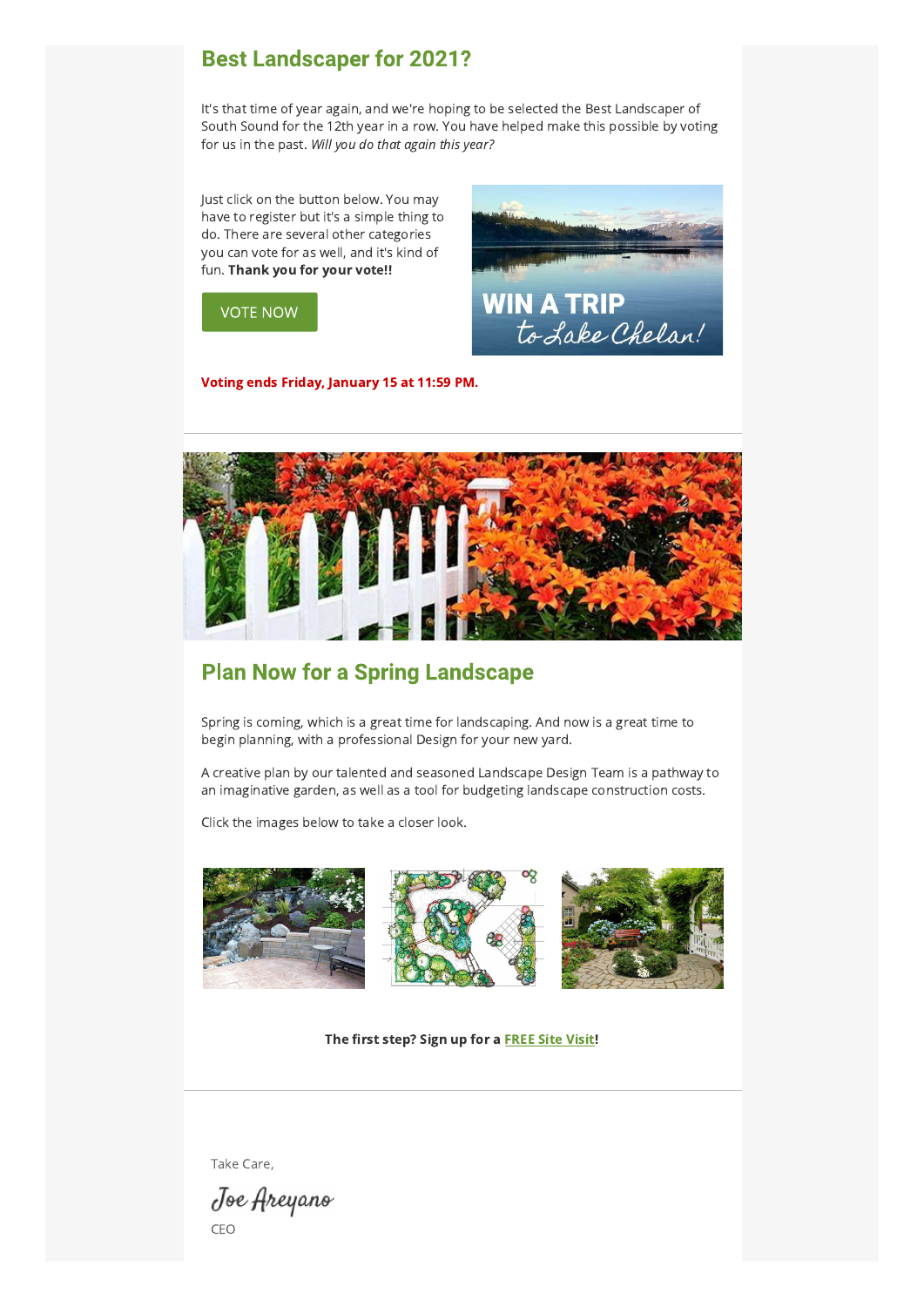## Best Landscaper for 2021?

It's that time of year again, and we're hoping to be selected the Best Landscaper of South Sound for the 12th year in a row. You have helped make this possible by voting for us in the past. *Will you do that again this year?*

Just click on the button below. You may have to register but it's a simple thing to do. There are several other categories you can vote for as well, and it's kind of fun. **Thank you for your vote!!**

VOTE NOW

**Voting ends Friday, January 15 at 11:59 PM.**

## Plan Now for a Spring Landscape

Spring is coming, which is a great time for landscaping. And now is a great time to begin planning, with a professional Design for your new yard.

A creative plan by our talented and seasoned Landscape Design Team is a pathway to an imaginative garden, as well as a tool for budgeting landscape construction costs.

Click the images below to take a closer look.

**The first step? Sign up for a FREE Site Visit!**

Take Care,

Joe Areyano

CEO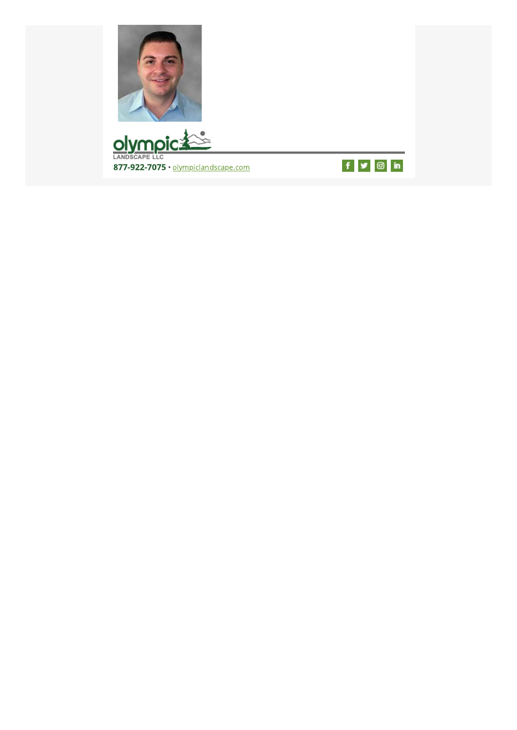olympic
LANDSCAPE LLC

**877-922-7075** • olympiclandscape.com